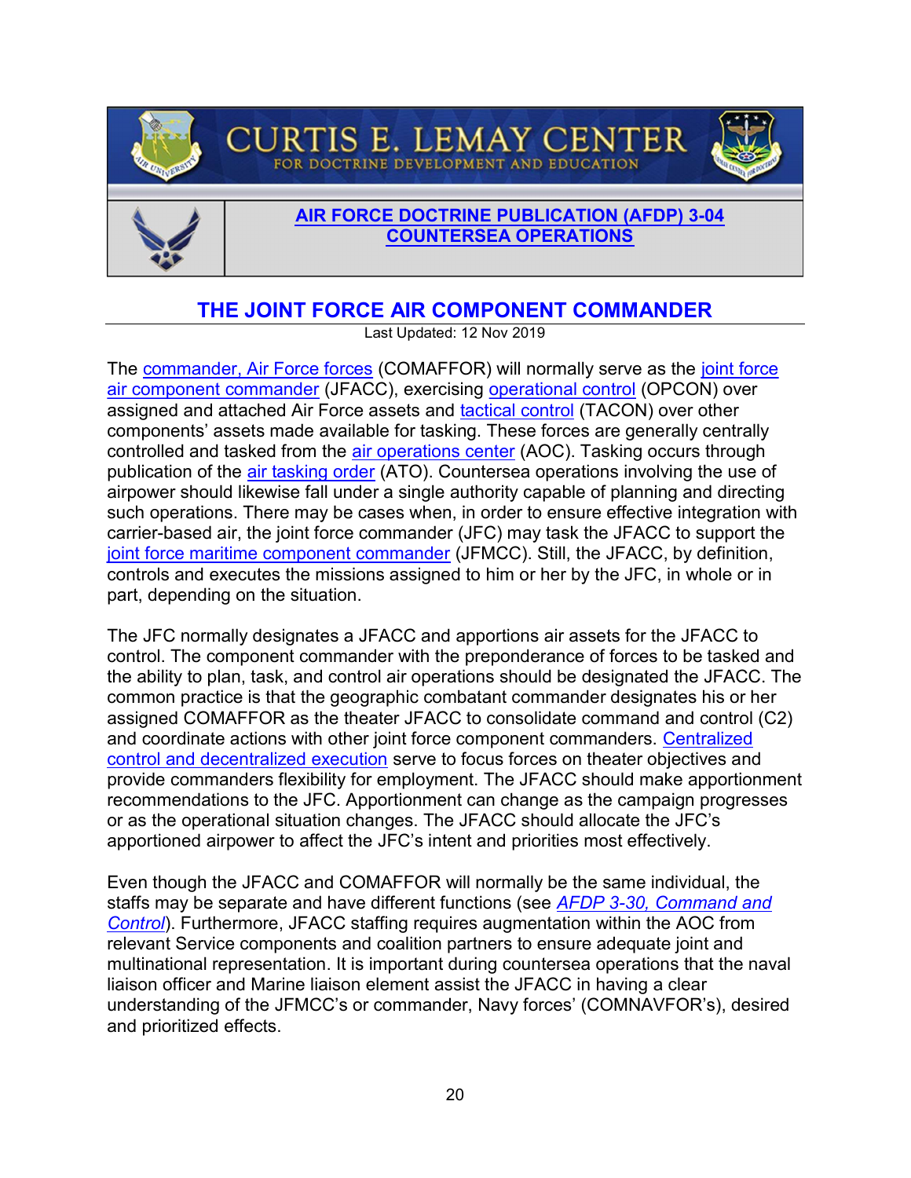# CURTIS E. LEMAY CENTER

FOR DOCTRINE DEVELOPMENT AND EDUCATION

**AIR FORCE DOCTRINE PUBLICATION (AFDP) 3-04**
**COUNTERSEA OPERATIONS**

## THE JOINT FORCE AIR COMPONENT COMMANDER

Last Updated: 12 Nov 2019

The commander, Air Force forces (COMAFFOR) will normally serve as the joint force air component commander (JFACC), exercising operational control (OPCON) over assigned and attached Air Force assets and tactical control (TACON) over other components' assets made available for tasking. These forces are generally centrally controlled and tasked from the air operations center (AOC). Tasking occurs through publication of the air tasking order (ATO). Countersea operations involving the use of airpower should likewise fall under a single authority capable of planning and directing such operations. There may be cases when, in order to ensure effective integration with carrier-based air, the joint force commander (JFC) may task the JFACC to support the joint force maritime component commander (JFMCC). Still, the JFACC, by definition, controls and executes the missions assigned to him or her by the JFC, in whole or in part, depending on the situation.

The JFC normally designates a JFACC and apportions air assets for the JFACC to control. The component commander with the preponderance of forces to be tasked and the ability to plan, task, and control air operations should be designated the JFACC. The common practice is that the geographic combatant commander designates his or her assigned COMAFFOR as the theater JFACC to consolidate command and control (C2) and coordinate actions with other joint force component commanders. Centralized control and decentralized execution serve to focus forces on theater objectives and provide commanders flexibility for employment. The JFACC should make apportionment recommendations to the JFC. Apportionment can change as the campaign progresses or as the operational situation changes. The JFACC should allocate the JFC's apportioned airpower to affect the JFC's intent and priorities most effectively.

Even though the JFACC and COMAFFOR will normally be the same individual, the staffs may be separate and have different functions (see *AFDP 3-30, Command and Control*). Furthermore, JFACC staffing requires augmentation within the AOC from relevant Service components and coalition partners to ensure adequate joint and multinational representation. It is important during countersea operations that the naval liaison officer and Marine liaison element assist the JFACC in having a clear understanding of the JFMCC's or commander, Navy forces' (COMNAVFOR's), desired and prioritized effects.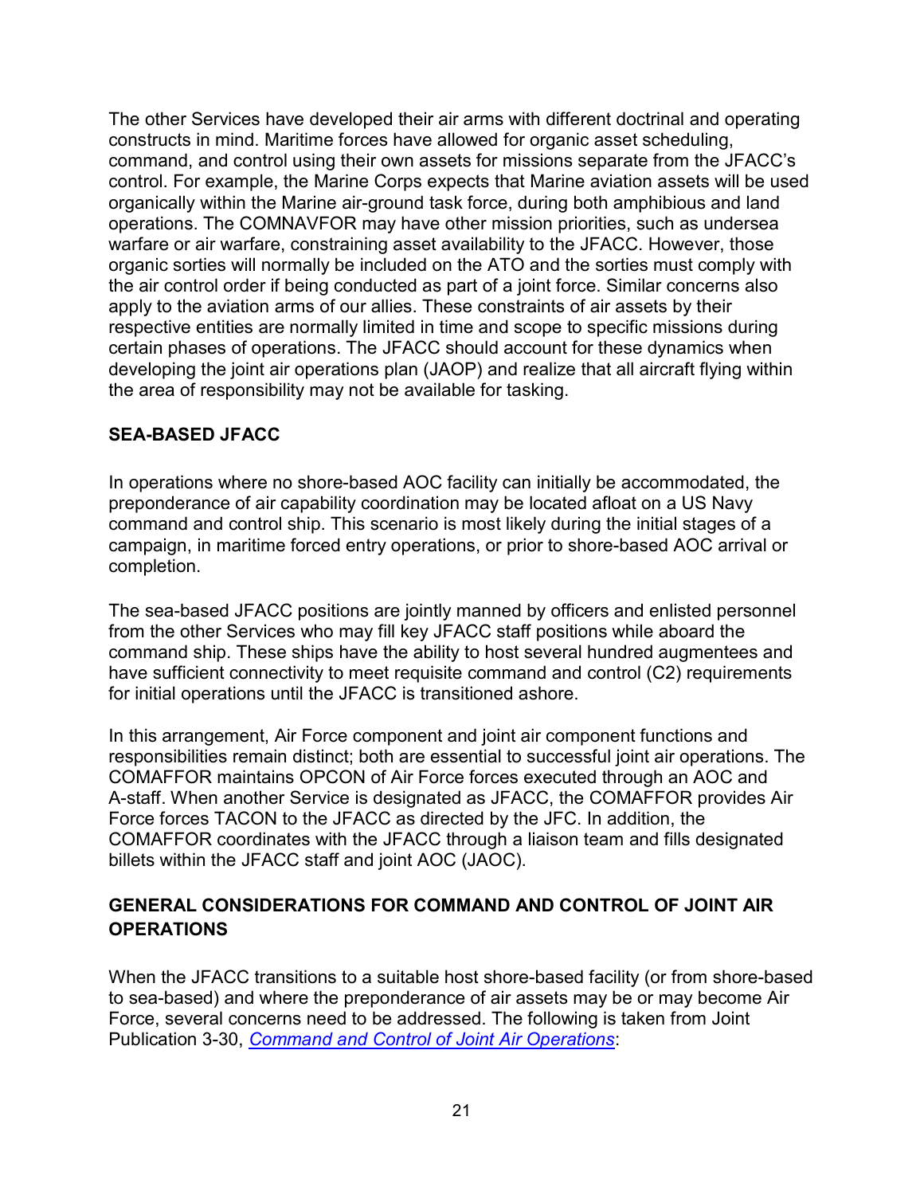The other Services have developed their air arms with different doctrinal and operating constructs in mind. Maritime forces have allowed for organic asset scheduling, command, and control using their own assets for missions separate from the JFACC's control. For example, the Marine Corps expects that Marine aviation assets will be used organically within the Marine air-ground task force, during both amphibious and land operations. The COMNAVFOR may have other mission priorities, such as undersea warfare or air warfare, constraining asset availability to the JFACC. However, those organic sorties will normally be included on the ATO and the sorties must comply with the air control order if being conducted as part of a joint force. Similar concerns also apply to the aviation arms of our allies. These constraints of air assets by their respective entities are normally limited in time and scope to specific missions during certain phases of operations. The JFACC should account for these dynamics when developing the joint air operations plan (JAOP) and realize that all aircraft flying within the area of responsibility may not be available for tasking.

## SEA-BASED JFACC

In operations where no shore-based AOC facility can initially be accommodated, the preponderance of air capability coordination may be located afloat on a US Navy command and control ship. This scenario is most likely during the initial stages of a campaign, in maritime forced entry operations, or prior to shore-based AOC arrival or completion.

The sea-based JFACC positions are jointly manned by officers and enlisted personnel from the other Services who may fill key JFACC staff positions while aboard the command ship. These ships have the ability to host several hundred augmentees and have sufficient connectivity to meet requisite command and control (C2) requirements for initial operations until the JFACC is transitioned ashore.

In this arrangement, Air Force component and joint air component functions and responsibilities remain distinct; both are essential to successful joint air operations. The COMAFFOR maintains OPCON of Air Force forces executed through an AOC and A-staff. When another Service is designated as JFACC, the COMAFFOR provides Air Force forces TACON to the JFACC as directed by the JFC. In addition, the COMAFFOR coordinates with the JFACC through a liaison team and fills designated billets within the JFACC staff and joint AOC (JAOC).

## GENERAL CONSIDERATIONS FOR COMMAND AND CONTROL OF JOINT AIR OPERATIONS

When the JFACC transitions to a suitable host shore-based facility (or from shore-based to sea-based) and where the preponderance of air assets may be or may become Air Force, several concerns need to be addressed. The following is taken from Joint Publication 3-30, *Command and Control of Joint Air Operations*: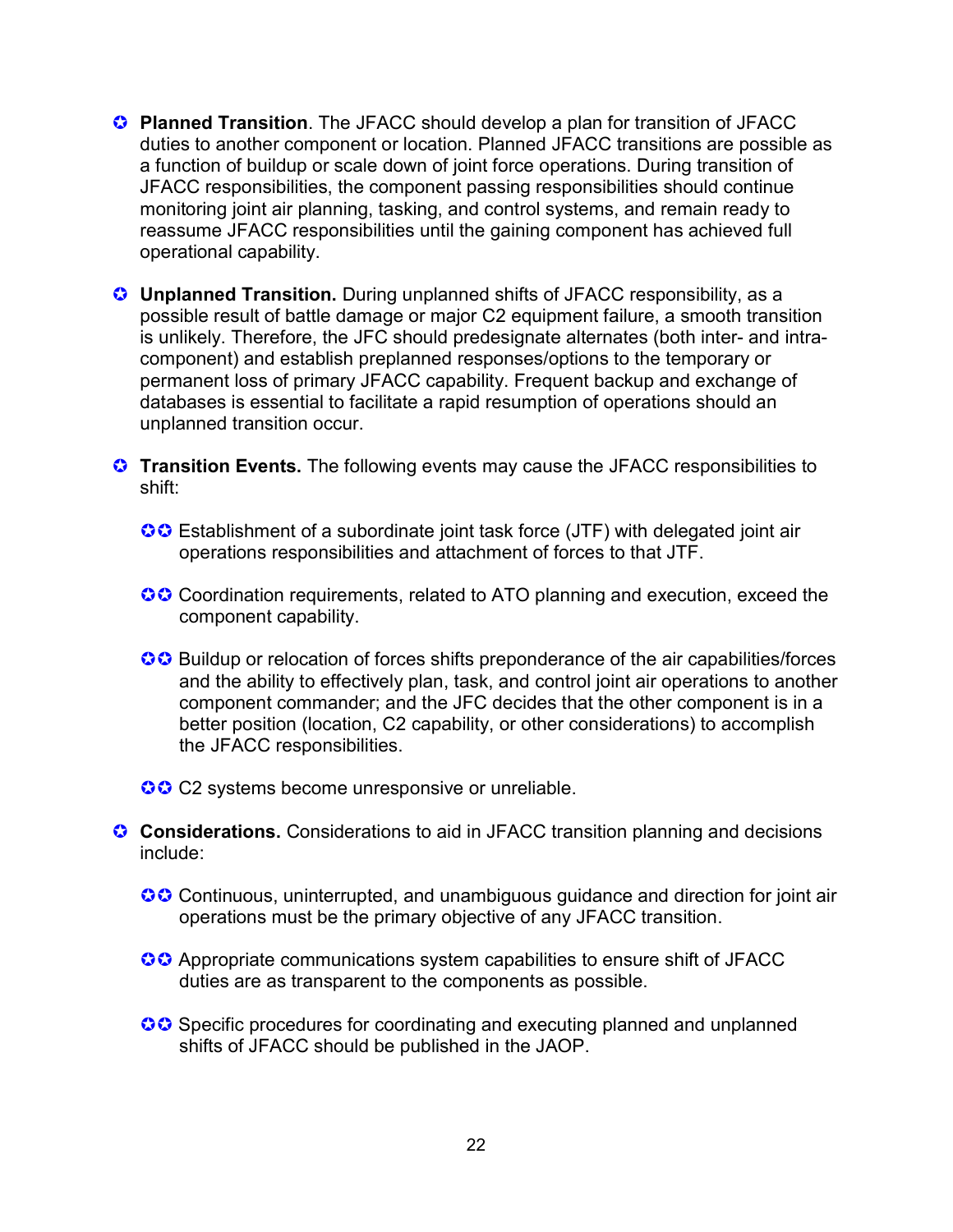- **Planned Transition**. The JFACC should develop a plan for transition of JFACC duties to another component or location. Planned JFACC transitions are possible as a function of buildup or scale down of joint force operations. During transition of JFACC responsibilities, the component passing responsibilities should continue monitoring joint air planning, tasking, and control systems, and remain ready to reassume JFACC responsibilities until the gaining component has achieved full operational capability.

- **Unplanned Transition.** During unplanned shifts of JFACC responsibility, as a possible result of battle damage or major C2 equipment failure, a smooth transition is unlikely. Therefore, the JFC should predesignate alternates (both inter- and intra-component) and establish preplanned responses/options to the temporary or permanent loss of primary JFACC capability. Frequent backup and exchange of databases is essential to facilitate a rapid resumption of operations should an unplanned transition occur.

- **Transition Events.** The following events may cause the JFACC responsibilities to shift:

  - Establishment of a subordinate joint task force (JTF) with delegated joint air operations responsibilities and attachment of forces to that JTF.

  - Coordination requirements, related to ATO planning and execution, exceed the component capability.

  - Buildup or relocation of forces shifts preponderance of the air capabilities/forces and the ability to effectively plan, task, and control joint air operations to another component commander; and the JFC decides that the other component is in a better position (location, C2 capability, or other considerations) to accomplish the JFACC responsibilities.

  - C2 systems become unresponsive or unreliable.

- **Considerations.** Considerations to aid in JFACC transition planning and decisions include:

  - Continuous, uninterrupted, and unambiguous guidance and direction for joint air operations must be the primary objective of any JFACC transition.

  - Appropriate communications system capabilities to ensure shift of JFACC duties are as transparent to the components as possible.

  - Specific procedures for coordinating and executing planned and unplanned shifts of JFACC should be published in the JAOP.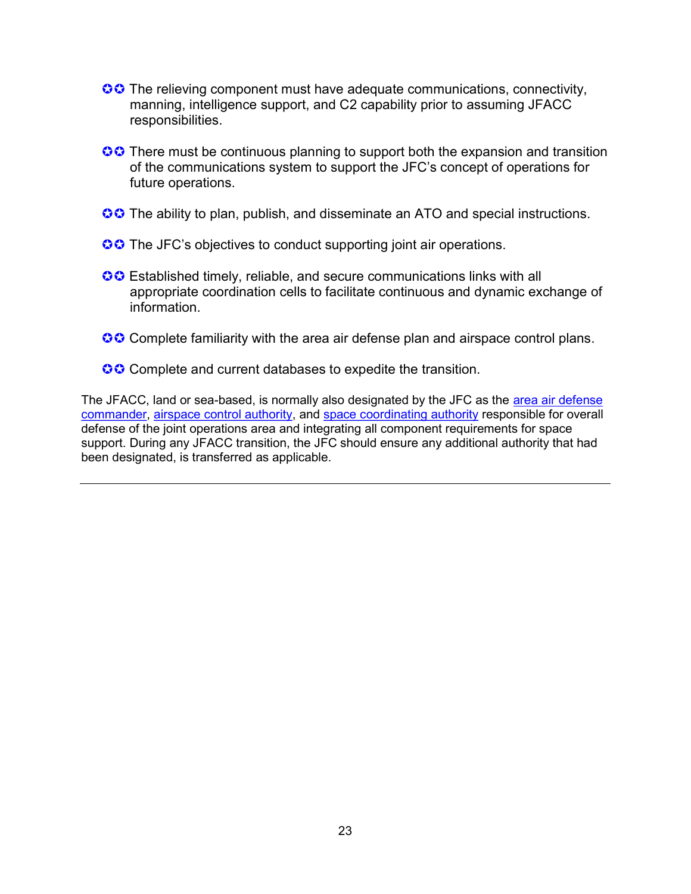- ✪✪ The relieving component must have adequate communications, connectivity, manning, intelligence support, and C2 capability prior to assuming JFACC responsibilities.

- ✪✪ There must be continuous planning to support both the expansion and transition of the communications system to support the JFC's concept of operations for future operations.

- ✪✪ The ability to plan, publish, and disseminate an ATO and special instructions.

- ✪✪ The JFC's objectives to conduct supporting joint air operations.

- ✪✪ Established timely, reliable, and secure communications links with all appropriate coordination cells to facilitate continuous and dynamic exchange of information.

- ✪✪ Complete familiarity with the area air defense plan and airspace control plans.

- ✪✪ Complete and current databases to expedite the transition.

The JFACC, land or sea-based, is normally also designated by the JFC as the area air defense commander, airspace control authority, and space coordinating authority responsible for overall defense of the joint operations area and integrating all component requirements for space support. During any JFACC transition, the JFC should ensure any additional authority that had been designated, is transferred as applicable.

---